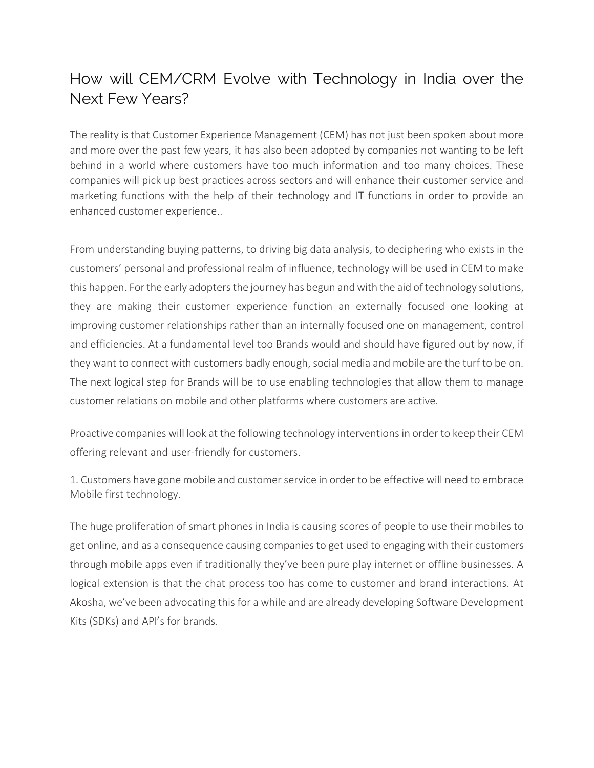# How will CEM/CRM Evolve with Technology in India over the Next Few Years?

The reality is that Customer Experience Management (CEM) has not just been spoken about more and more over the past few years, it has also been adopted by companies not wanting to be left behind in a world where customers have too much information and too many choices. These companies will pick up best practices across sectors and will enhance their customer service and marketing functions with the help of their technology and IT functions in order to provide an enhanced customer experience..

From understanding buying patterns, to driving big data analysis, to deciphering who exists in the customers' personal and professional realm of influence, technology will be used in CEM to make this happen. For the early adopters the journey has begun and with the aid of technology solutions, they are making their customer experience function an externally focused one looking at improving customer relationships rather than an internally focused one on management, control and efficiencies. At a fundamental level too Brands would and should have figured out by now, if they want to connect with customers badly enough, social media and mobile are the turf to be on. The next logical step for Brands will be to use enabling technologies that allow them to manage customer relations on mobile and other platforms where customers are active.

Proactive companies will look at the following technology interventions in order to keep their CEM offering relevant and user-friendly for customers.

1. Customers have gone mobile and customer service in order to be effective will need to embrace Mobile first technology.

The huge proliferation of smart phones in India is causing scores of people to use their mobiles to get online, and as a consequence causing companies to get used to engaging with their customers through mobile apps even if traditionally they've been pure play internet or offline businesses. A logical extension is that the chat process too has come to customer and brand interactions. At Akosha, we've been advocating this for a while and are already developing Software Development Kits (SDKs) and API's for brands.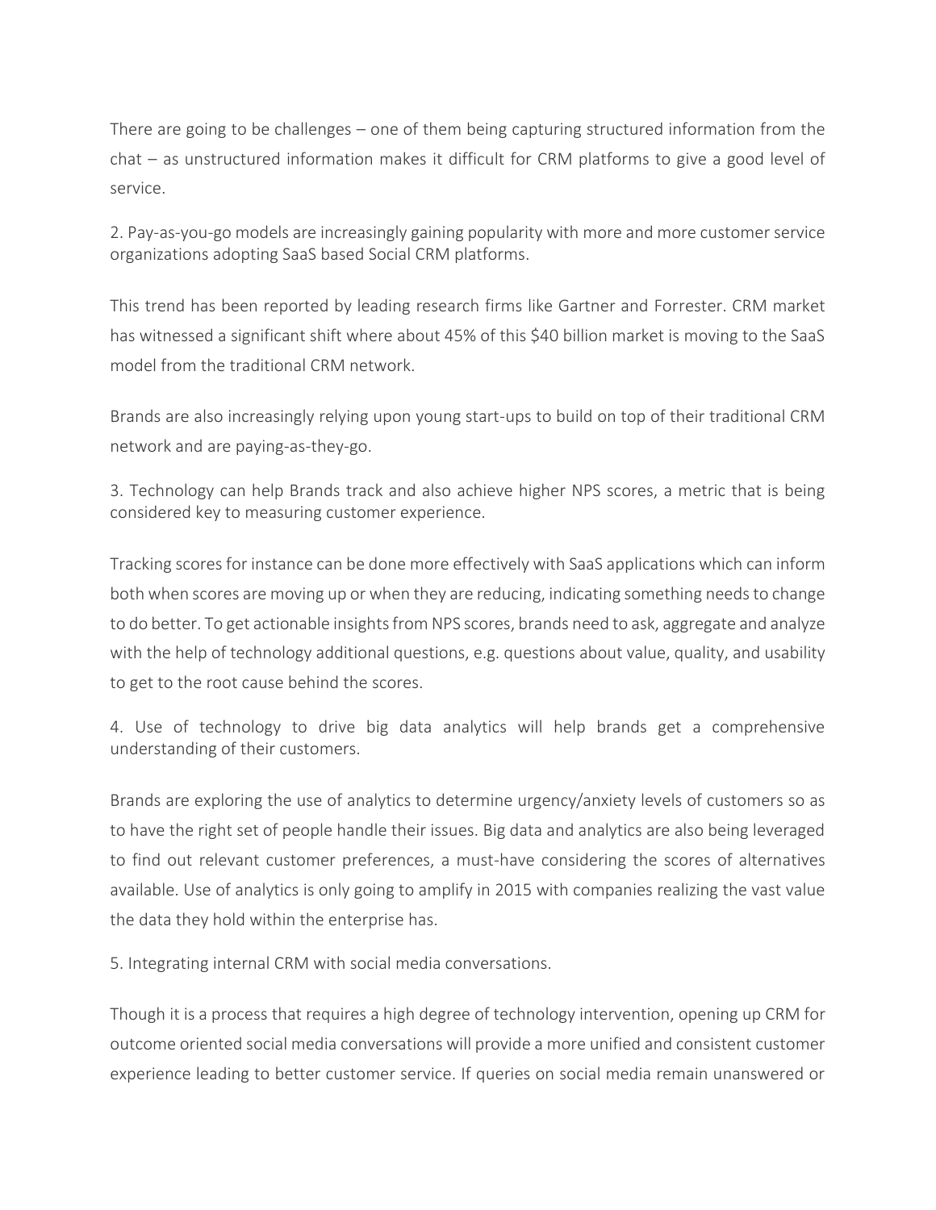There are going to be challenges – one of them being capturing structured information from the chat – as unstructured information makes it difficult for CRM platforms to give a good level of service.

2. Pay-as-you-go models are increasingly gaining popularity with more and more customer service organizations adopting SaaS based Social CRM platforms.

This trend has been reported by leading research firms like Gartner and Forrester. CRM market has witnessed a significant shift where about 45% of this $40 billion market is moving to the SaaS model from the traditional CRM network.

Brands are also increasingly relying upon young start-ups to build on top of their traditional CRM network and are paying-as-they-go.

3. Technology can help Brands track and also achieve higher NPS scores, a metric that is being considered key to measuring customer experience.

Tracking scores for instance can be done more effectively with SaaS applications which can inform both when scores are moving up or when they are reducing, indicating something needs to change to do better. To get actionable insights from NPS scores, brands need to ask, aggregate and analyze with the help of technology additional questions, e.g. questions about value, quality, and usability to get to the root cause behind the scores.

4. Use of technology to drive big data analytics will help brands get a comprehensive understanding of their customers.

Brands are exploring the use of analytics to determine urgency/anxiety levels of customers so as to have the right set of people handle their issues. Big data and analytics are also being leveraged to find out relevant customer preferences, a must-have considering the scores of alternatives available. Use of analytics is only going to amplify in 2015 with companies realizing the vast value the data they hold within the enterprise has.

5. Integrating internal CRM with social media conversations.

Though it is a process that requires a high degree of technology intervention, opening up CRM for outcome oriented social media conversations will provide a more unified and consistent customer experience leading to better customer service. If queries on social media remain unanswered or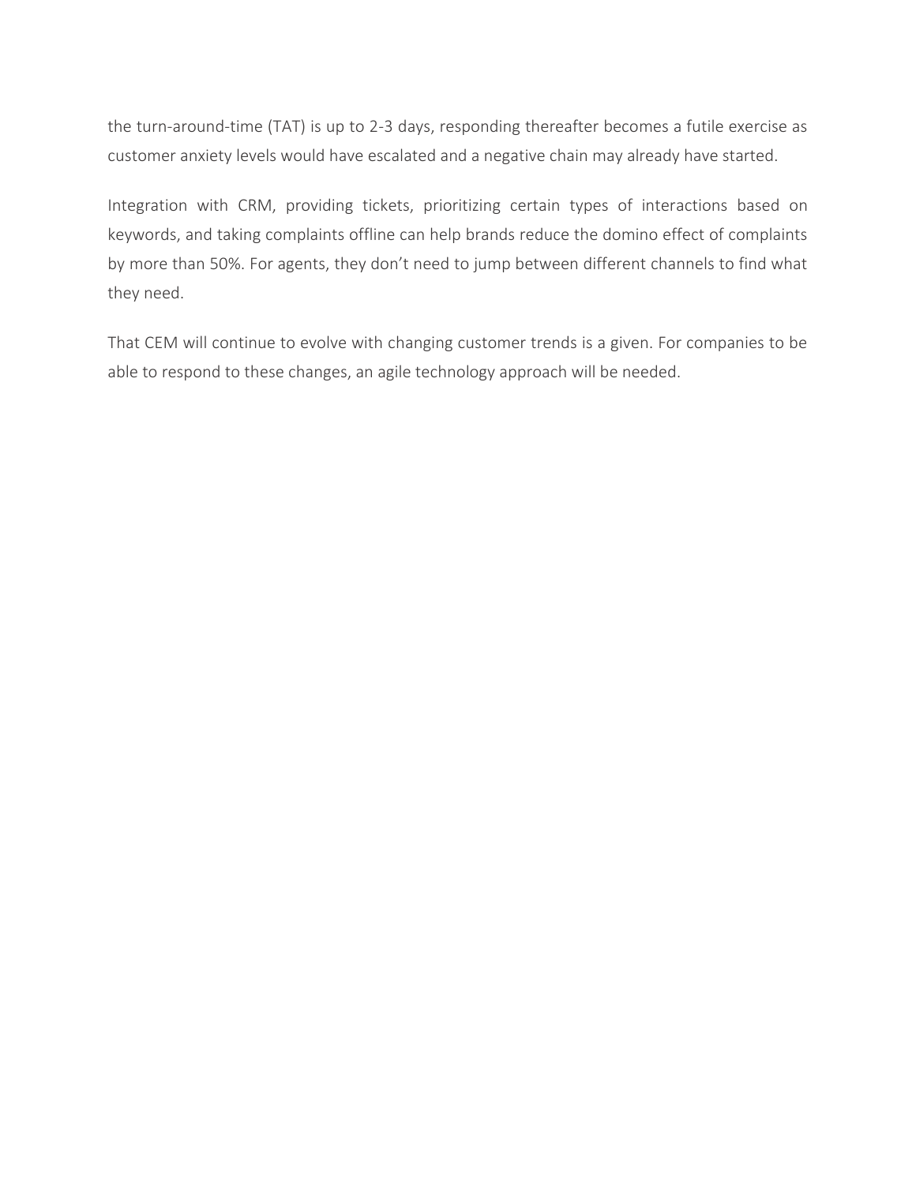the turn-around-time (TAT) is up to 2-3 days, responding thereafter becomes a futile exercise as customer anxiety levels would have escalated and a negative chain may already have started.

Integration with CRM, providing tickets, prioritizing certain types of interactions based on keywords, and taking complaints offline can help brands reduce the domino effect of complaints by more than 50%. For agents, they don't need to jump between different channels to find what they need.

That CEM will continue to evolve with changing customer trends is a given. For companies to be able to respond to these changes, an agile technology approach will be needed.